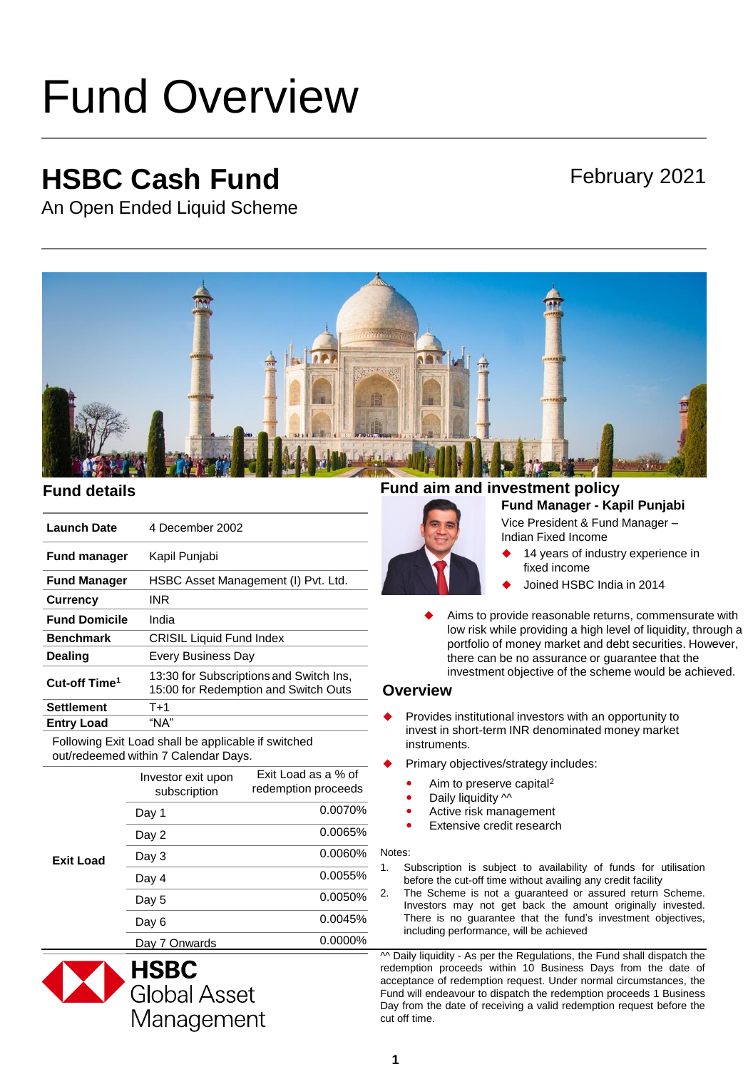# Fund Overview

## HSBC Cash Fund

February 2021

An Open Ended Liquid Scheme

## Fund details

| | |
|---|---|
| **Launch Date** | 4 December 2002 |
| **Fund manager** | Kapil Punjabi |
| **Fund Manager** | HSBC Asset Management (I) Pvt. Ltd. |
| **Currency** | INR |
| **Fund Domicile** | India |
| **Benchmark** | CRISIL Liquid Fund Index |
| **Dealing** | Every Business Day |
| **Cut-off Time**[1] | 13:30 for Subscriptions and Switch Ins, 15:00 for Redemption and Switch Outs |
| **Settlement** | T+1 |
| **Entry Load** | "NA" |

Following Exit Load shall be applicable if switched out/redeemed within 7 Calendar Days.

| | Investor exit upon subscription | Exit Load as a % of redemption proceeds |
|---|---|---|
| **Exit Load** | Day 1 | 0.0070% |
| | Day 2 | 0.0065% |
| | Day 3 | 0.0060% |
| | Day 4 | 0.0055% |
| | Day 5 | 0.0050% |
| | Day 6 | 0.0045% |
| | Day 7 Onwards | 0.0000% |

HSBC Global Asset Management

## Fund aim and investment policy

**Fund Manager - Kapil Punjabi**

Vice President & Fund Manager – Indian Fixed Income

- 14 years of industry experience in fixed income
- Joined HSBC India in 2014

- Aims to provide reasonable returns, commensurate with low risk while providing a high level of liquidity, through a portfolio of money market and debt securities. However, there can be no assurance or guarantee that the investment objective of the scheme would be achieved.

## Overview

- Provides institutional investors with an opportunity to invest in short-term INR denominated money market instruments.
- Primary objectives/strategy includes:
  - Aim to preserve capital[2]
  - Daily liquidity ^^
  - Active risk management
  - Extensive credit research

Notes:

1. Subscription is subject to availability of funds for utilisation before the cut-off time without availing any credit facility
2. The Scheme is not a guaranteed or assured return Scheme. Investors may not get back the amount originally invested. There is no guarantee that the fund's investment objectives, including performance, will be achieved

^^ Daily liquidity - As per the Regulations, the Fund shall dispatch the redemption proceeds within 10 Business Days from the date of acceptance of redemption request. Under normal circumstances, the Fund will endeavour to dispatch the redemption proceeds 1 Business Day from the date of receiving a valid redemption request before the cut off time.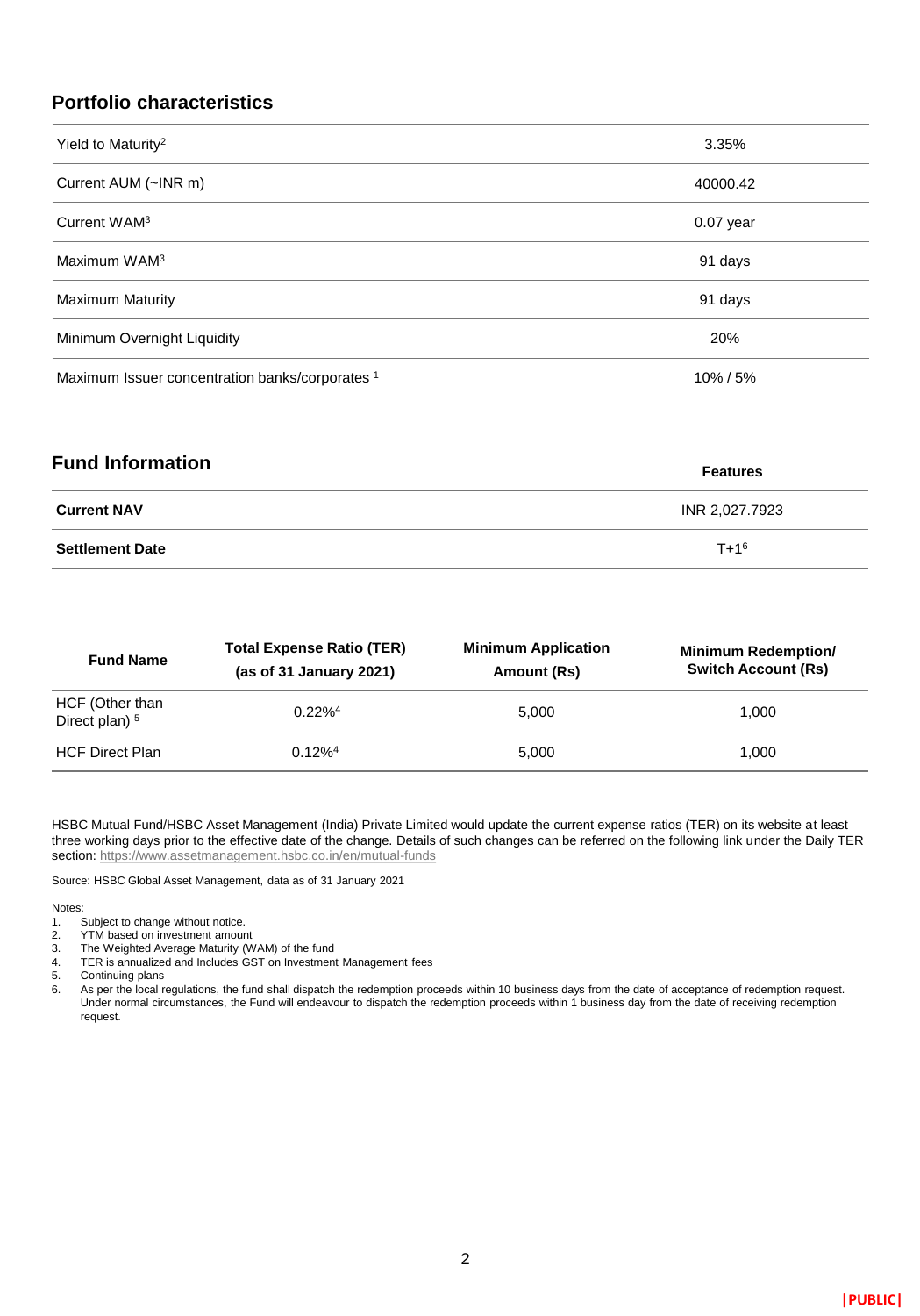## Portfolio characteristics

| | |
|---|---|
| Yield to Maturity[2] | 3.35% |
| Current AUM (~INR m) | 40000.42 |
| Current WAM[3] | 0.07 year |
| Maximum WAM[3] | 91 days |
| Maximum Maturity | 91 days |
| Minimum Overnight Liquidity | 20% |
| Maximum Issuer concentration banks/corporates [1] | 10% / 5% |

## Fund Information

| | Features |
|---|---|
| **Current NAV** | INR 2,027.7923 |
| **Settlement Date** | T+1[6] |

| Fund Name | Total Expense Ratio (TER) (as of 31 January 2021) | Minimum Application Amount (Rs) | Minimum Redemption/ Switch Account (Rs) |
|---|---|---|---|
| HCF (Other than Direct plan) [5] | 0.22%[4] | 5,000 | 1,000 |
| HCF Direct Plan | 0.12%[4] | 5,000 | 1,000 |

HSBC Mutual Fund/HSBC Asset Management (India) Private Limited would update the current expense ratios (TER) on its website at least three working days prior to the effective date of the change. Details of such changes can be referred on the following link under the Daily TER section: https://www.assetmanagement.hsbc.co.in/en/mutual-funds

Source: HSBC Global Asset Management, data as of 31 January 2021

Notes:

1. Subject to change without notice.
2. YTM based on investment amount
3. The Weighted Average Maturity (WAM) of the fund
4. TER is annualized and Includes GST on Investment Management fees
5. Continuing plans
6. As per the local regulations, the fund shall dispatch the redemption proceeds within 10 business days from the date of acceptance of redemption request. Under normal circumstances, the Fund will endeavour to dispatch the redemption proceeds within 1 business day from the date of receiving redemption request.

|PUBLIC|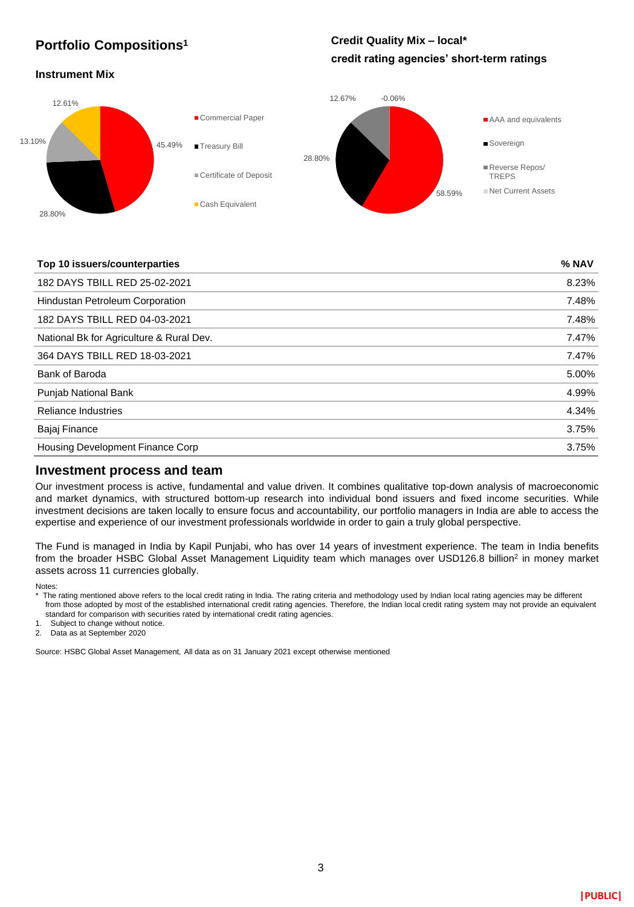## Portfolio Compositions[1]

### Instrument Mix

| Instrument | % |
|---|---|
| Commercial Paper | 45.49% |
| Treasury Bill | 28.80% |
| Certificate of Deposit | 13.10% |
| Cash Equivalent | 12.61% |

### Credit Quality Mix – local* credit rating agencies' short-term ratings

| Rating | % |
|---|---|
| AAA and equivalents | 58.59% |
| Sovereign | 28.80% |
| Reverse Repos/ TREPS | 12.67% |
| Net Current Assets | -0.06% |

| Top 10 issuers/counterparties | % NAV |
|---|---|
| 182 DAYS TBILL RED 25-02-2021 | 8.23% |
| Hindustan Petroleum Corporation | 7.48% |
| 182 DAYS TBILL RED 04-03-2021 | 7.48% |
| National Bk for Agriculture & Rural Dev. | 7.47% |
| 364 DAYS TBILL RED 18-03-2021 | 7.47% |
| Bank of Baroda | 5.00% |
| Punjab National Bank | 4.99% |
| Reliance Industries | 4.34% |
| Bajaj Finance | 3.75% |
| Housing Development Finance Corp | 3.75% |

## Investment process and team

Our investment process is active, fundamental and value driven. It combines qualitative top-down analysis of macroeconomic and market dynamics, with structured bottom-up research into individual bond issuers and fixed income securities. While investment decisions are taken locally to ensure focus and accountability, our portfolio managers in India are able to access the expertise and experience of our investment professionals worldwide in order to gain a truly global perspective.

The Fund is managed in India by Kapil Punjabi, who has over 14 years of investment experience. The team in India benefits from the broader HSBC Global Asset Management Liquidity team which manages over USD126.8 billion[2] in money market assets across 11 currencies globally.

Notes:

\* The rating mentioned above refers to the local credit rating in India. The rating criteria and methodology used by Indian local rating agencies may be different from those adopted by most of the established international credit rating agencies. Therefore, the Indian local credit rating system may not provide an equivalent standard for comparison with securities rated by international credit rating agencies.

1. Subject to change without notice.
2. Data as at September 2020

Source: HSBC Global Asset Management, All data as on 31 January 2021 except otherwise mentioned

|PUBLIC|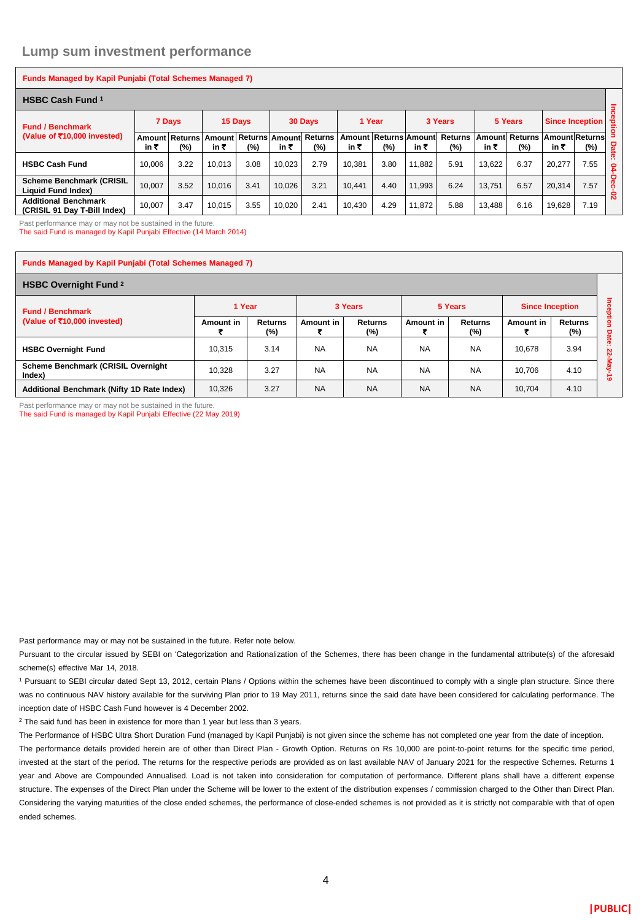## Lump sum investment performance

| Funds Managed by Kapil Punjabi (Total Schemes Managed 7) | | | | | | | | | | | | | | | |
|---|---|---|---|---|---|---|---|---|---|---|---|---|---|---|---|
| **HSBC Cash Fund [1]** | | | | | | | | | | | | | | | |
| **Fund / Benchmark (Value of ₹10,000 invested)** | **7 Days** | | **15 Days** | | **30 Days** | | **1 Year** | | **3 Years** | | **5 Years** | | **Since Inception** | | **Inception Date: 04-Dec-02** |
| | **Amount in ₹** | **Returns (%)** | **Amount in ₹** | **Returns (%)** | **Amount in ₹** | **Returns (%)** | **Amount in ₹** | **Returns (%)** | **Amount in ₹** | **Returns (%)** | **Amount in ₹** | **Returns (%)** | **Amount in ₹** | **Returns (%)** | |
| **HSBC Cash Fund** | 10,006 | 3.22 | 10,013 | 3.08 | 10,023 | 2.79 | 10,381 | 3.80 | 11,882 | 5.91 | 13,622 | 6.37 | 20,277 | 7.55 | |
| **Scheme Benchmark (CRISIL Liquid Fund Index)** | 10,007 | 3.52 | 10,016 | 3.41 | 10,026 | 3.21 | 10,441 | 4.40 | 11,993 | 6.24 | 13,751 | 6.57 | 20,314 | 7.57 | |
| **Additional Benchmark (CRISIL 91 Day T-Bill Index)** | 10,007 | 3.47 | 10,015 | 3.55 | 10,020 | 2.41 | 10,430 | 4.29 | 11,872 | 5.88 | 13,488 | 6.16 | 19,628 | 7.19 | |

Past performance may or may not be sustained in the future.
The said Fund is managed by Kapil Punjabi Effective (14 March 2014)

| Funds Managed by Kapil Punjabi (Total Schemes Managed 7) | | | | | | | | | |
|---|---|---|---|---|---|---|---|---|---|
| **HSBC Overnight Fund [2]** | | | | | | | | | |
| **Fund / Benchmark (Value of ₹10,000 invested)** | **1 Year** | | **3 Years** | | **5 Years** | | **Since Inception** | | **Inception Date: 22-May-19** |
| | **Amount in ₹** | **Returns (%)** | **Amount in ₹** | **Returns (%)** | **Amount in ₹** | **Returns (%)** | **Amount in ₹** | **Returns (%)** | |
| **HSBC Overnight Fund** | 10,315 | 3.14 | NA | NA | NA | NA | 10,678 | 3.94 | |
| **Scheme Benchmark (CRISIL Overnight Index)** | 10,328 | 3.27 | NA | NA | NA | NA | 10,706 | 4.10 | |
| **Additional Benchmark (Nifty 1D Rate Index)** | 10,326 | 3.27 | NA | NA | NA | NA | 10,704 | 4.10 | |

Past performance may or may not be sustained in the future.
The said Fund is managed by Kapil Punjabi Effective (22 May 2019)

Past performance may or may not be sustained in the future. Refer note below.

Pursuant to the circular issued by SEBI on 'Categorization and Rationalization of the Schemes, there has been change in the fundamental attribute(s) of the aforesaid scheme(s) effective Mar 14, 2018.

[1] Pursuant to SEBI circular dated Sept 13, 2012, certain Plans / Options within the schemes have been discontinued to comply with a single plan structure. Since there was no continuous NAV history available for the surviving Plan prior to 19 May 2011, returns since the said date have been considered for calculating performance. The inception date of HSBC Cash Fund however is 4 December 2002.

[2] The said fund has been in existence for more than 1 year but less than 3 years.

The Performance of HSBC Ultra Short Duration Fund (managed by Kapil Punjabi) is not given since the scheme has not completed one year from the date of inception.

The performance details provided herein are of other than Direct Plan - Growth Option. Returns on Rs 10,000 are point-to-point returns for the specific time period, invested at the start of the period. The returns for the respective periods are provided as on last available NAV of January 2021 for the respective Schemes. Returns 1 year and Above are Compounded Annualised. Load is not taken into consideration for computation of performance. Different plans shall have a different expense structure. The expenses of the Direct Plan under the Scheme will be lower to the extent of the distribution expenses / commission charged to the Other than Direct Plan. Considering the varying maturities of the close ended schemes, the performance of close-ended schemes is not provided as it is strictly not comparable with that of open ended schemes.

|PUBLIC|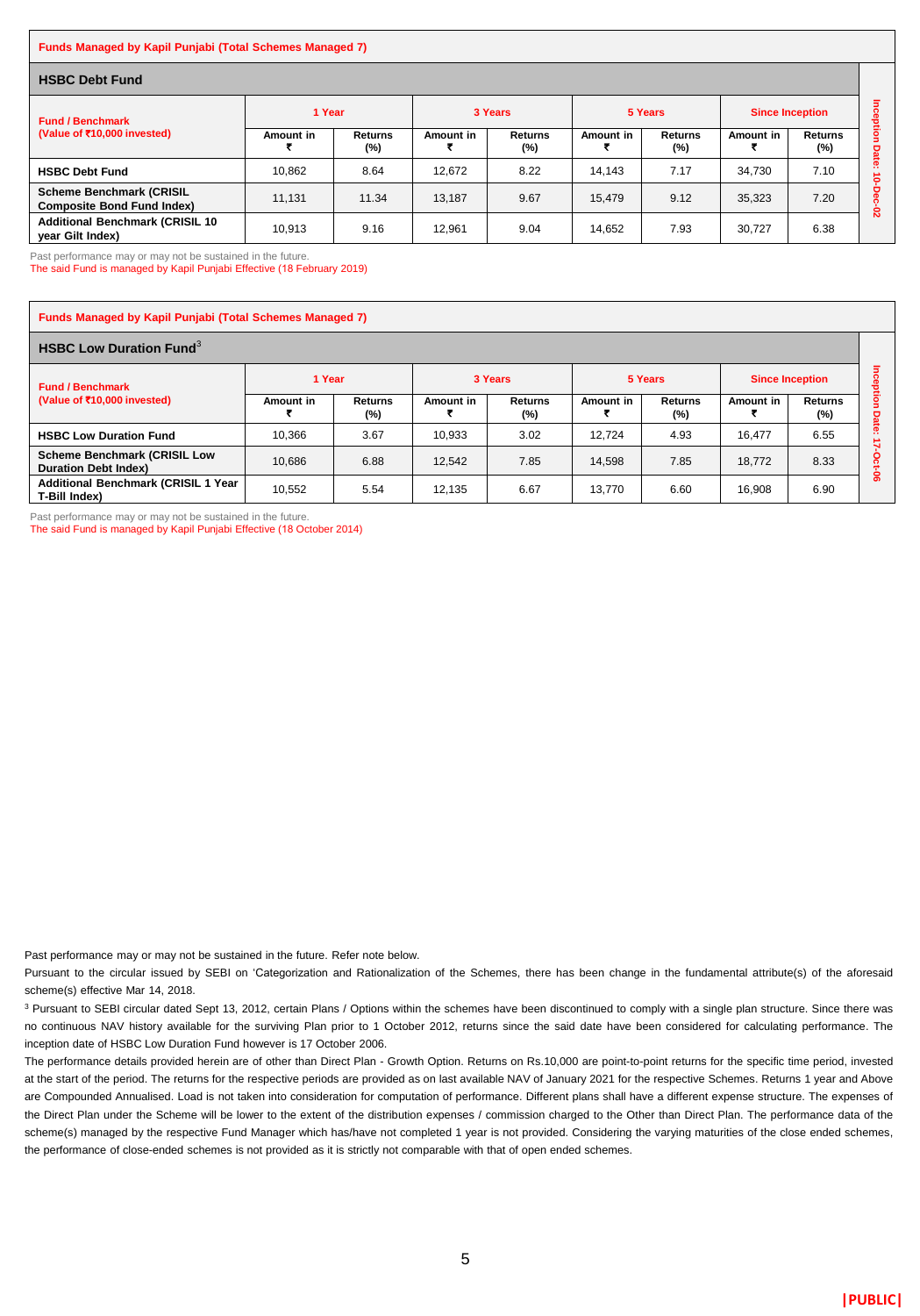**Funds Managed by Kapil Punjabi (Total Schemes Managed 7)**

### HSBC Debt Fund

| Fund / Benchmark (Value of ₹10,000 invested) | 1 Year | | 3 Years | | 5 Years | | Since Inception | | |
|---|---|---|---|---|---|---|---|---|---|
| | Amount in ₹ | Returns (%) | Amount in ₹ | Returns (%) | Amount in ₹ | Returns (%) | Amount in ₹ | Returns (%) | Inception Date: 10-Dec-02 |
| **HSBC Debt Fund** | 10,862 | 8.64 | 12,672 | 8.22 | 14,143 | 7.17 | 34,730 | 7.10 | |
| **Scheme Benchmark (CRISIL Composite Bond Fund Index)** | 11,131 | 11.34 | 13,187 | 9.67 | 15,479 | 9.12 | 35,323 | 7.20 | |
| **Additional Benchmark (CRISIL 10 year Gilt Index)** | 10,913 | 9.16 | 12,961 | 9.04 | 14,652 | 7.93 | 30,727 | 6.38 | |

Past performance may or may not be sustained in the future.
The said Fund is managed by Kapil Punjabi Effective (18 February 2019)

**Funds Managed by Kapil Punjabi (Total Schemes Managed 7)**

### HSBC Low Duration Fund[3]

| Fund / Benchmark (Value of ₹10,000 invested) | 1 Year | | 3 Years | | 5 Years | | Since Inception | | |
|---|---|---|---|---|---|---|---|---|---|
| | Amount in ₹ | Returns (%) | Amount in ₹ | Returns (%) | Amount in ₹ | Returns (%) | Amount in ₹ | Returns (%) | Inception Date: 17-Oct-06 |
| **HSBC Low Duration Fund** | 10,366 | 3.67 | 10,933 | 3.02 | 12,724 | 4.93 | 16,477 | 6.55 | |
| **Scheme Benchmark (CRISIL Low Duration Debt Index)** | 10,686 | 6.88 | 12,542 | 7.85 | 14,598 | 7.85 | 18,772 | 8.33 | |
| **Additional Benchmark (CRISIL 1 Year T-Bill Index)** | 10,552 | 5.54 | 12,135 | 6.67 | 13,770 | 6.60 | 16,908 | 6.90 | |

Past performance may or may not be sustained in the future.
The said Fund is managed by Kapil Punjabi Effective (18 October 2014)

Past performance may or may not be sustained in the future. Refer note below.

Pursuant to the circular issued by SEBI on 'Categorization and Rationalization of the Schemes, there has been change in the fundamental attribute(s) of the aforesaid scheme(s) effective Mar 14, 2018.

[3] Pursuant to SEBI circular dated Sept 13, 2012, certain Plans / Options within the schemes have been discontinued to comply with a single plan structure. Since there was no continuous NAV history available for the surviving Plan prior to 1 October 2012, returns since the said date have been considered for calculating performance. The inception date of HSBC Low Duration Fund however is 17 October 2006.

The performance details provided herein are of other than Direct Plan - Growth Option. Returns on Rs.10,000 are point-to-point returns for the specific time period, invested at the start of the period. The returns for the respective periods are provided as on last available NAV of January 2021 for the respective Schemes. Returns 1 year and Above are Compounded Annualised. Load is not taken into consideration for computation of performance. Different plans shall have a different expense structure. The expenses of the Direct Plan under the Scheme will be lower to the extent of the distribution expenses / commission charged to the Other than Direct Plan. The performance data of the scheme(s) managed by the respective Fund Manager which has/have not completed 1 year is not provided. Considering the varying maturities of the close ended schemes, the performance of close-ended schemes is not provided as it is strictly not comparable with that of open ended schemes.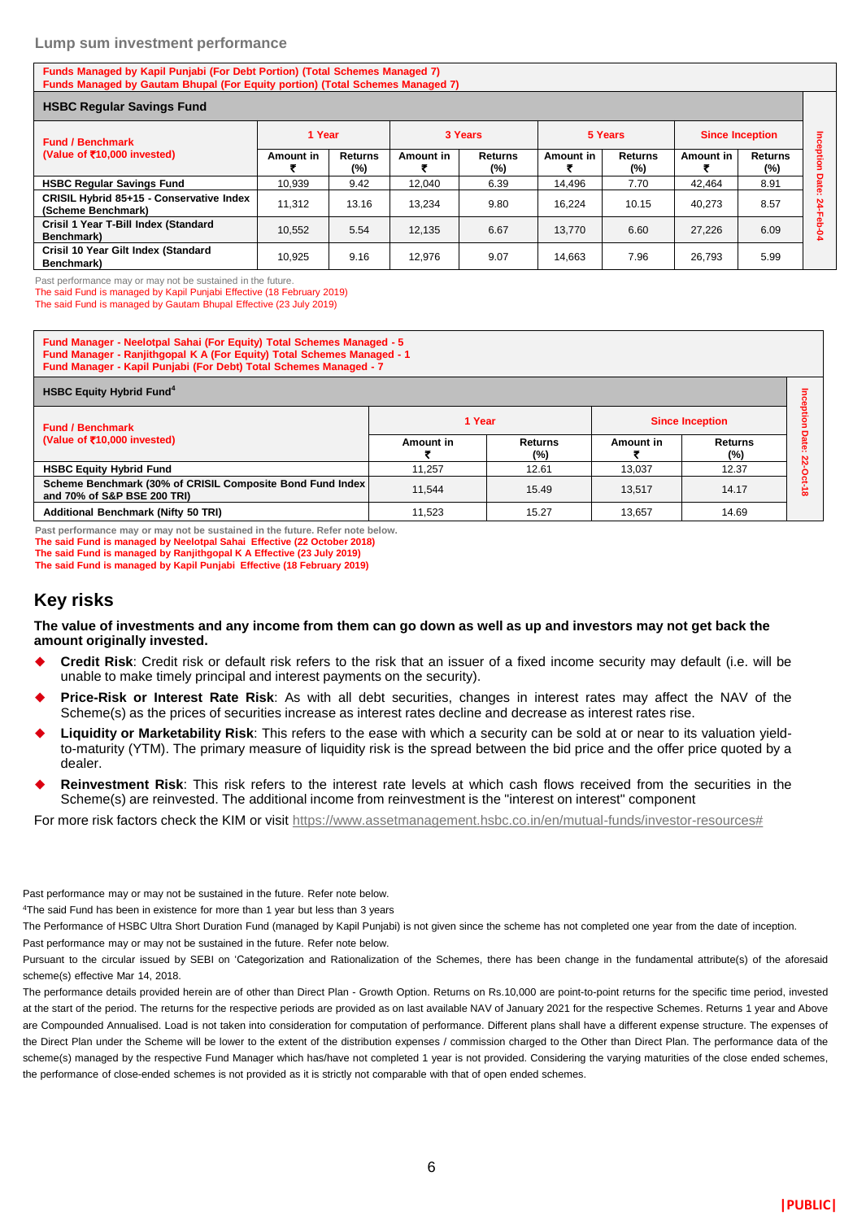## Lump sum investment performance

**Funds Managed by Kapil Punjabi (For Debt Portion) (Total Schemes Managed 7)**
**Funds Managed by Gautam Bhupal (For Equity portion) (Total Schemes Managed 7)**

**HSBC Regular Savings Fund**

Inception Date: 24-Feb-04

| Fund / Benchmark (Value of ₹10,000 invested) | 1 Year | | 3 Years | | 5 Years | | Since Inception | |
|---|---|---|---|---|---|---|---|---|
| | Amount in ₹ | Returns (%) | Amount in ₹ | Returns (%) | Amount in ₹ | Returns (%) | Amount in ₹ | Returns (%) |
| HSBC Regular Savings Fund | 10,939 | 9.42 | 12,040 | 6.39 | 14,496 | 7.70 | 42,464 | 8.91 |
| CRISIL Hybrid 85+15 - Conservative Index (Scheme Benchmark) | 11,312 | 13.16 | 13,234 | 9.80 | 16,224 | 10.15 | 40,273 | 8.57 |
| Crisil 1 Year T-Bill Index (Standard Benchmark) | 10,552 | 5.54 | 12,135 | 6.67 | 13,770 | 6.60 | 27,226 | 6.09 |
| Crisil 10 Year Gilt Index (Standard Benchmark) | 10,925 | 9.16 | 12,976 | 9.07 | 14,663 | 7.96 | 26,793 | 5.99 |

Past performance may or may not be sustained in the future.
The said Fund is managed by Kapil Punjabi Effective (18 February 2019)
The said Fund is managed by Gautam Bhupal Effective (23 July 2019)

**Fund Manager - Neelotpal Sahai (For Equity) Total Schemes Managed - 5**
**Fund Manager - Ranjithgopal K A (For Equity) Total Schemes Managed - 1**
**Fund Manager - Kapil Punjabi (For Debt) Total Schemes Managed - 7**

**HSBC Equity Hybrid Fund[4]**

Inception Date: 22-Oct-18

| Fund / Benchmark (Value of ₹10,000 invested) | 1 Year | | Since Inception | |
|---|---|---|---|---|
| | Amount in ₹ | Returns (%) | Amount in ₹ | Returns (%) |
| HSBC Equity Hybrid Fund | 11,257 | 12.61 | 13,037 | 12.37 |
| Scheme Benchmark (30% of CRISIL Composite Bond Fund Index and 70% of S&P BSE 200 TRI) | 11,544 | 15.49 | 13,517 | 14.17 |
| Additional Benchmark (Nifty 50 TRI) | 11,523 | 15.27 | 13,657 | 14.69 |

**Past performance may or may not be sustained in the future. Refer note below.**
**The said Fund is managed by Neelotpal Sahai Effective (22 October 2018)**
**The said Fund is managed by Ranjithgopal K A Effective (23 July 2019)**
**The said Fund is managed by Kapil Punjabi Effective (18 February 2019)**

## Key risks

**The value of investments and any income from them can go down as well as up and investors may not get back the amount originally invested.**

- **Credit Risk**: Credit risk or default risk refers to the risk that an issuer of a fixed income security may default (i.e. will be unable to make timely principal and interest payments on the security).
- **Price-Risk or Interest Rate Risk**: As with all debt securities, changes in interest rates may affect the NAV of the Scheme(s) as the prices of securities increase as interest rates decline and decrease as interest rates rise.
- **Liquidity or Marketability Risk**: This refers to the ease with which a security can be sold at or near to its valuation yield-to-maturity (YTM). The primary measure of liquidity risk is the spread between the bid price and the offer price quoted by a dealer.
- **Reinvestment Risk**: This risk refers to the interest rate levels at which cash flows received from the securities in the Scheme(s) are reinvested. The additional income from reinvestment is the "interest on interest" component

For more risk factors check the KIM or visit https://www.assetmanagement.hsbc.co.in/en/mutual-funds/investor-resources#

Past performance may or may not be sustained in the future. Refer note below.

[4]The said Fund has been in existence for more than 1 year but less than 3 years

The Performance of HSBC Ultra Short Duration Fund (managed by Kapil Punjabi) is not given since the scheme has not completed one year from the date of inception.

Past performance may or may not be sustained in the future. Refer note below.

Pursuant to the circular issued by SEBI on 'Categorization and Rationalization of the Schemes, there has been change in the fundamental attribute(s) of the aforesaid scheme(s) effective Mar 14, 2018.

The performance details provided herein are of other than Direct Plan - Growth Option. Returns on Rs.10,000 are point-to-point returns for the specific time period, invested at the start of the period. The returns for the respective periods are provided as on last available NAV of January 2021 for the respective Schemes. Returns 1 year and Above are Compounded Annualised. Load is not taken into consideration for computation of performance. Different plans shall have a different expense structure. The expenses of the Direct Plan under the Scheme will be lower to the extent of the distribution expenses / commission charged to the Other than Direct Plan. The performance data of the scheme(s) managed by the respective Fund Manager which has/have not completed 1 year is not provided. Considering the varying maturities of the close ended schemes, the performance of close-ended schemes is not provided as it is strictly not comparable with that of open ended schemes.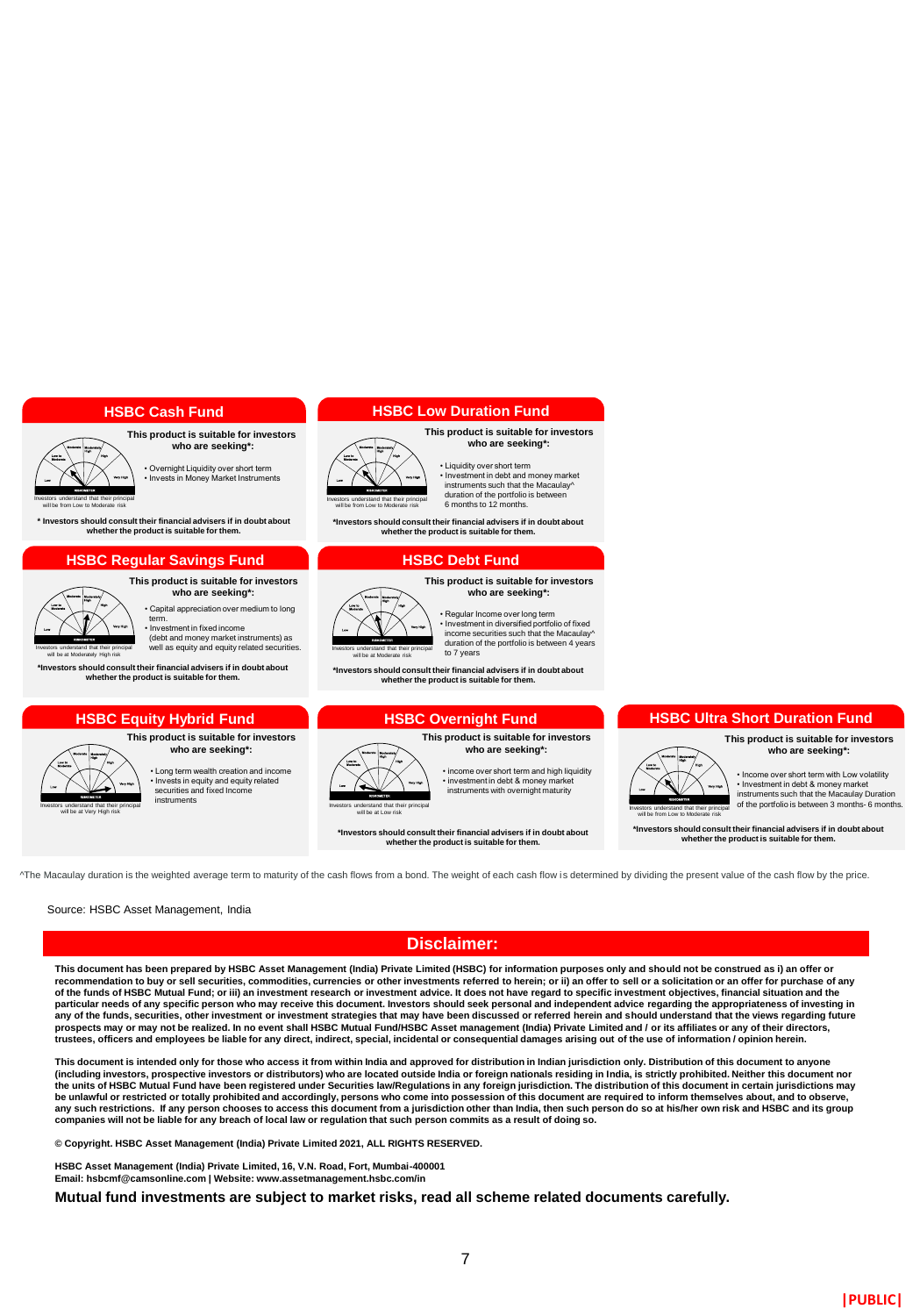## HSBC Cash Fund

This product is suitable for investors who are seeking*:

- Overnight Liquidity over short term
- Invests in Money Market Instruments

Low to Moderate
Moderate
Moderately High
High
Very High
Low
RISKOMETER
Investors understand that their principal will be from Low to Moderate risk

\* Investors should consult their financial advisers if in doubt about whether the product is suitable for them.

## HSBC Low Duration Fund

This product is suitable for investors who are seeking*:

- Liquidity over short term
- Investment in debt and money market instruments such that the Macaulay^ duration of the portfolio is between 6 months to 12 months.

Low to Moderate
Moderate
Moderately High
High
Very High
Low
RISKOMETER
Investors understand that their principal will be from Low to Moderate risk

*Investors should consult their financial advisers if in doubt about whether the product is suitable for them.

## HSBC Regular Savings Fund

This product is suitable for investors who are seeking*:

- Capital appreciation over medium to long term.
- Investment in fixed income (debt and money market instruments) as well as equity and equity related securities.

Low to Moderate
Moderate
Moderately High
High
Very High
Low
RISKOMETER
Investors understand that their principal will be at Moderately High risk

*Investors should consult their financial advisers if in doubt about whether the product is suitable for them.

## HSBC Debt Fund

This product is suitable for investors who are seeking*:

- Regular Income over long term
- Investment in diversified portfolio of fixed income securities such that the Macaulay^ duration of the portfolio is between 4 years to 7 years

Low to Moderate
Moderate
Moderately High
High
Very High
Low
RISKOMETER
Investors understand that their principal will be at Moderate risk

*Investors should consult their financial advisers if in doubt about whether the product is suitable for them.

## HSBC Equity Hybrid Fund

This product is suitable for investors who are seeking*:

- Long term wealth creation and income
- Invests in equity and equity related securities and fixed Income instruments

Low to Moderate
Moderate
Moderately High
High
Very High
Low
RISKOMETER
Investors understand that their principal will be at Very High risk

## HSBC Overnight Fund

This product is suitable for investors who are seeking*:

- income over short term and high liquidity
- investment in debt & money market instruments with overnight maturity

Low to Moderate
Moderate
Moderately High
High
Very High
Low
RISKOMETER
Investors understand that their principal will be at Low risk

*Investors should consult their financial advisers if in doubt about whether the product is suitable for them.

## HSBC Ultra Short Duration Fund

This product is suitable for investors who are seeking*:

- Income over short term with Low volatility
- Investment in debt & money market instruments such that the Macaulay Duration of the portfolio is between 3 months- 6 months.

Low to Moderate
Moderate
Moderately High
High
Very High
Low
RISKOMETER
Investors understand that their principal will be from Low to Moderate risk

*Investors should consult their financial advisers if in doubt about whether the product is suitable for them.

^The Macaulay duration is the weighted average term to maturity of the cash flows from a bond. The weight of each cash flow is determined by dividing the present value of the cash flow by the price.

Source: HSBC Asset Management, India

## Disclaimer:

**This document has been prepared by HSBC Asset Management (India) Private Limited (HSBC) for information purposes only and should not be construed as i) an offer or recommendation to buy or sell securities, commodities, currencies or other investments referred to herein; or ii) an offer to sell or a solicitation or an offer for purchase of any of the funds of HSBC Mutual Fund; or iii) an investment research or investment advice. It does not have regard to specific investment objectives, financial situation and the particular needs of any specific person who may receive this document. Investors should seek personal and independent advice regarding the appropriateness of investing in any of the funds, securities, other investment or investment strategies that may have been discussed or referred herein and should understand that the views regarding future prospects may or may not be realized. In no event shall HSBC Mutual Fund/HSBC Asset management (India) Private Limited and / or its affiliates or any of their directors, trustees, officers and employees be liable for any direct, indirect, special, incidental or consequential damages arising out of the use of information / opinion herein.**

**This document is intended only for those who access it from within India and approved for distribution in Indian jurisdiction only. Distribution of this document to anyone (including investors, prospective investors or distributors) who are located outside India or foreign nationals residing in India, is strictly prohibited. Neither this document nor the units of HSBC Mutual Fund have been registered under Securities law/Regulations in any foreign jurisdiction. The distribution of this document in certain jurisdictions may be unlawful or restricted or totally prohibited and accordingly, persons who come into possession of this document are required to inform themselves about, and to observe, any such restrictions. If any person chooses to access this document from a jurisdiction other than India, then such person do so at his/her own risk and HSBC and its group companies will not be liable for any breach of local law or regulation that such person commits as a result of doing so.**

**© Copyright. HSBC Asset Management (India) Private Limited 2021, ALL RIGHTS RESERVED.**

**HSBC Asset Management (India) Private Limited, 16, V.N. Road, Fort, Mumbai-400001**
**Email: hsbcmf@camsonline.com | Website: www.assetmanagement.hsbc.com/in**

**Mutual fund investments are subject to market risks, read all scheme related documents carefully.**

|PUBLIC|